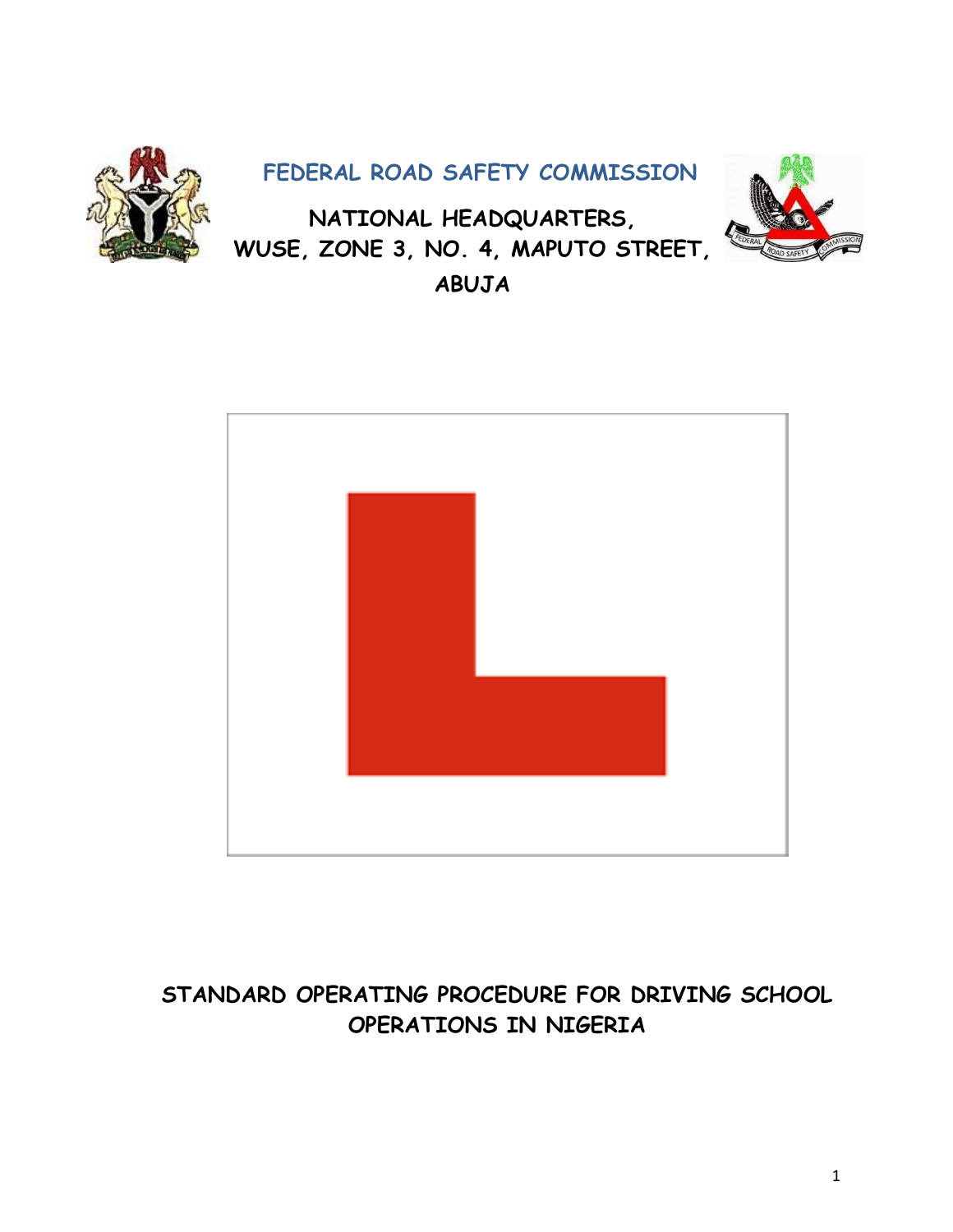# FEDERAL ROAD SAFETY COMMISSION

**NATIONAL HEADQUARTERS,**
**WUSE, ZONE 3, NO. 4, MAPUTO STREET,**
**ABUJA**

## STANDARD OPERATING PROCEDURE FOR DRIVING SCHOOL OPERATIONS IN NIGERIA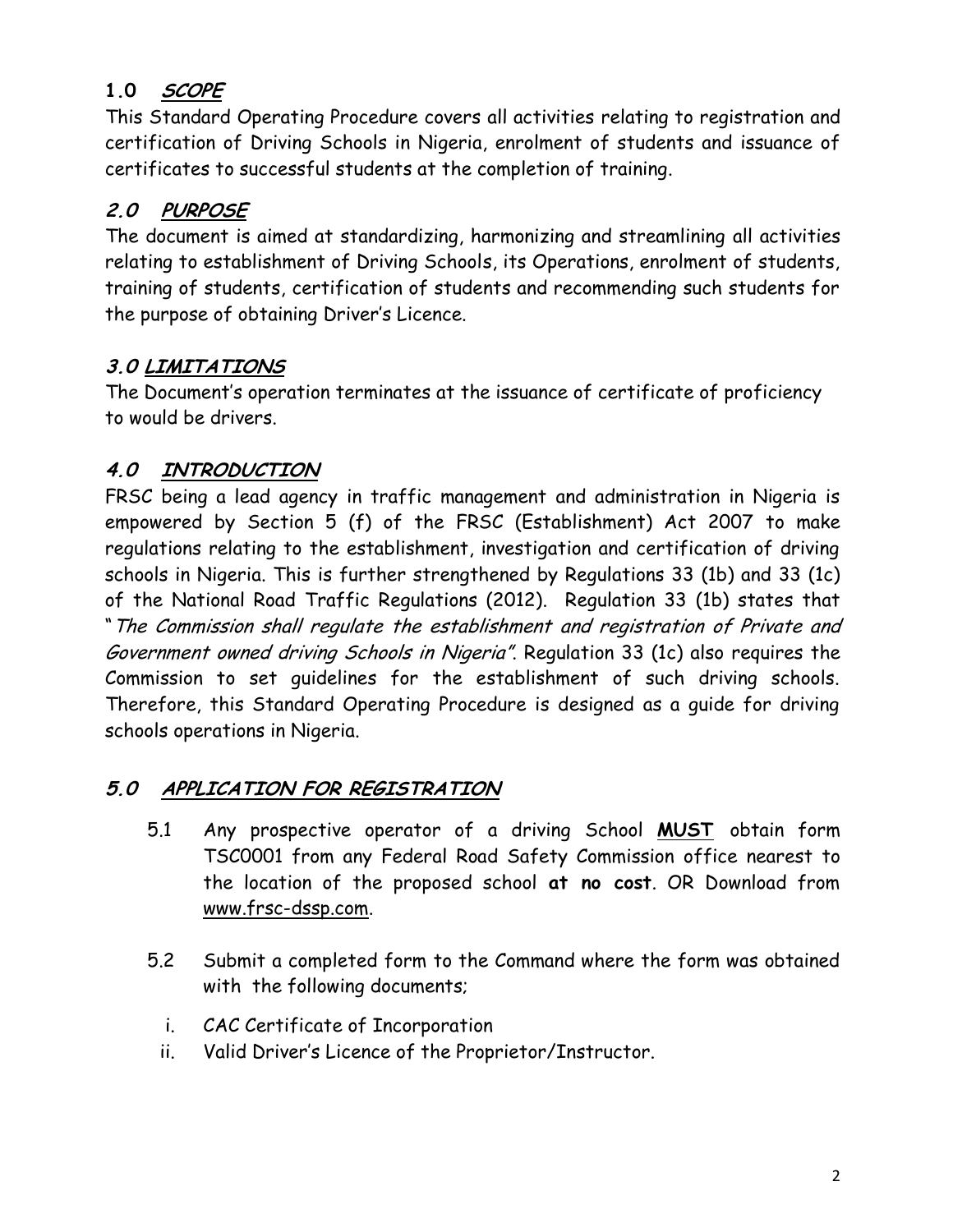## 1.0 *SCOPE*

This Standard Operating Procedure covers all activities relating to registration and certification of Driving Schools in Nigeria, enrolment of students and issuance of certificates to successful students at the completion of training.

## *2.0 PURPOSE*

The document is aimed at standardizing, harmonizing and streamlining all activities relating to establishment of Driving Schools, its Operations, enrolment of students, training of students, certification of students and recommending such students for the purpose of obtaining Driver's Licence.

## *3.0 LIMITATIONS*

The Document's operation terminates at the issuance of certificate of proficiency to would be drivers.

## *4.0 INTRODUCTION*

FRSC being a lead agency in traffic management and administration in Nigeria is empowered by Section 5 (f) of the FRSC (Establishment) Act 2007 to make regulations relating to the establishment, investigation and certification of driving schools in Nigeria. This is further strengthened by Regulations 33 (1b) and 33 (1c) of the National Road Traffic Regulations (2012). Regulation 33 (1b) states that "*The Commission shall regulate the establishment and registration of Private and Government owned driving Schools in Nigeria"*. Regulation 33 (1c) also requires the Commission to set guidelines for the establishment of such driving schools. Therefore, this Standard Operating Procedure is designed as a guide for driving schools operations in Nigeria.

## *5.0 APPLICATION FOR REGISTRATION*

5.1 Any prospective operator of a driving School **MUST** obtain form TSC0001 from any Federal Road Safety Commission office nearest to the location of the proposed school **at no cost**. OR Download from www.frsc-dssp.com.

5.2 Submit a completed form to the Command where the form was obtained with the following documents;

i. CAC Certificate of Incorporation
ii. Valid Driver's Licence of the Proprietor/Instructor.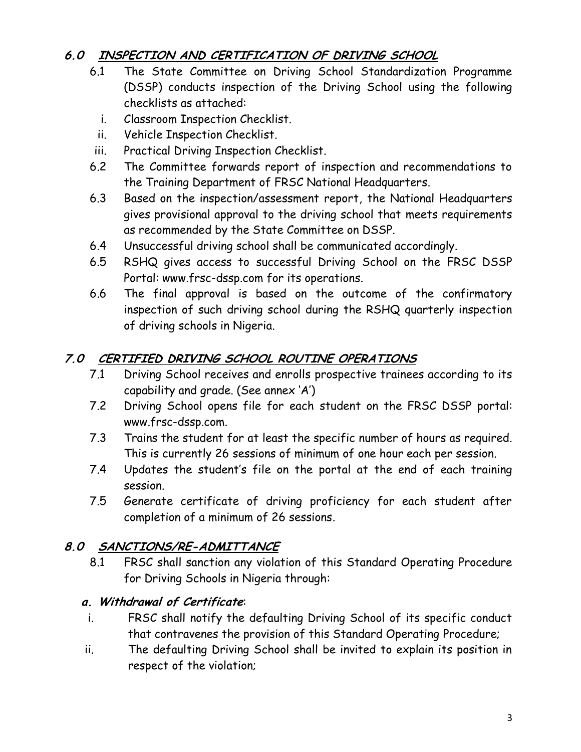## 6.0 INSPECTION AND CERTIFICATION OF DRIVING SCHOOL

6.1 The State Committee on Driving School Standardization Programme (DSSP) conducts inspection of the Driving School using the following checklists as attached:

i. Classroom Inspection Checklist.
ii. Vehicle Inspection Checklist.
iii. Practical Driving Inspection Checklist.

6.2 The Committee forwards report of inspection and recommendations to the Training Department of FRSC National Headquarters.

6.3 Based on the inspection/assessment report, the National Headquarters gives provisional approval to the driving school that meets requirements as recommended by the State Committee on DSSP.

6.4 Unsuccessful driving school shall be communicated accordingly.

6.5 RSHQ gives access to successful Driving School on the FRSC DSSP Portal: www.frsc-dssp.com for its operations.

6.6 The final approval is based on the outcome of the confirmatory inspection of such driving school during the RSHQ quarterly inspection of driving schools in Nigeria.

## 7.0 CERTIFIED DRIVING SCHOOL ROUTINE OPERATIONS

7.1 Driving School receives and enrolls prospective trainees according to its capability and grade. (See annex 'A')

7.2 Driving School opens file for each student on the FRSC DSSP portal: www.frsc-dssp.com.

7.3 Trains the student for at least the specific number of hours as required. This is currently 26 sessions of minimum of one hour each per session.

7.4 Updates the student's file on the portal at the end of each training session.

7.5 Generate certificate of driving proficiency for each student after completion of a minimum of 26 sessions.

## 8.0 SANCTIONS/RE-ADMITTANCE

8.1 FRSC shall sanction any violation of this Standard Operating Procedure for Driving Schools in Nigeria through:

### a. Withdrawal of Certificate:

i. FRSC shall notify the defaulting Driving School of its specific conduct that contravenes the provision of this Standard Operating Procedure;

ii. The defaulting Driving School shall be invited to explain its position in respect of the violation;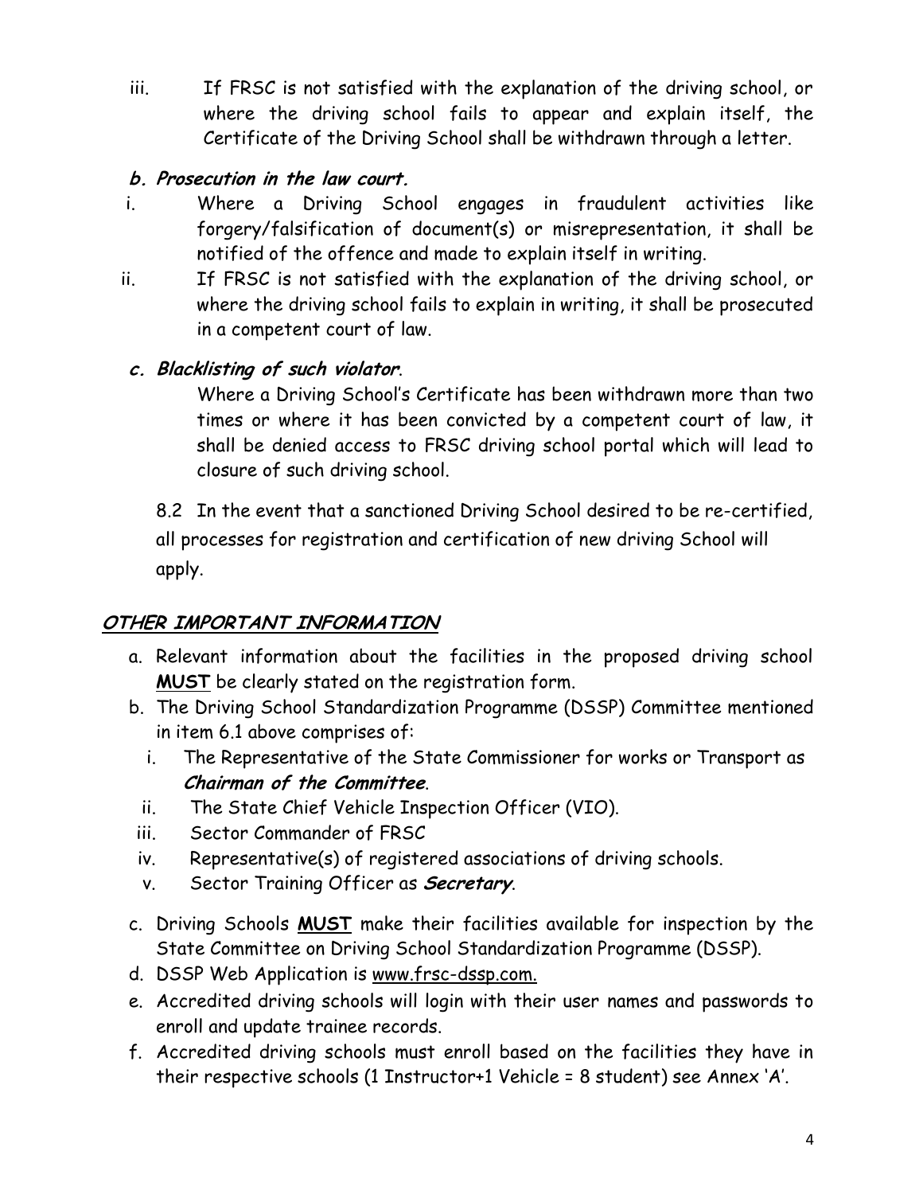iii. If FRSC is not satisfied with the explanation of the driving school, or where the driving school fails to appear and explain itself, the Certificate of the Driving School shall be withdrawn through a letter.

**b. *Prosecution in the law court.***

i. Where a Driving School engages in fraudulent activities like forgery/falsification of document(s) or misrepresentation, it shall be notified of the offence and made to explain itself in writing.

ii. If FRSC is not satisfied with the explanation of the driving school, or where the driving school fails to explain in writing, it shall be prosecuted in a competent court of law.

**c. *Blacklisting of such violator*.**

Where a Driving School's Certificate has been withdrawn more than two times or where it has been convicted by a competent court of law, it shall be denied access to FRSC driving school portal which will lead to closure of such driving school.

8.2 In the event that a sanctioned Driving School desired to be re-certified, all processes for registration and certification of new driving School will apply.

## ***OTHER IMPORTANT INFORMATION***

a. Relevant information about the facilities in the proposed driving school **MUST** be clearly stated on the registration form.

b. The Driving School Standardization Programme (DSSP) Committee mentioned in item 6.1 above comprises of:
   i. The Representative of the State Commissioner for works or Transport as ***Chairman of the Committee***.
   ii. The State Chief Vehicle Inspection Officer (VIO).
   iii. Sector Commander of FRSC
   iv. Representative(s) of registered associations of driving schools.
   v. Sector Training Officer as ***Secretary***.

c. Driving Schools **MUST** make their facilities available for inspection by the State Committee on Driving School Standardization Programme (DSSP).

d. DSSP Web Application is www.frsc-dssp.com.

e. Accredited driving schools will login with their user names and passwords to enroll and update trainee records.

f. Accredited driving schools must enroll based on the facilities they have in their respective schools (1 Instructor+1 Vehicle = 8 student) see Annex 'A'.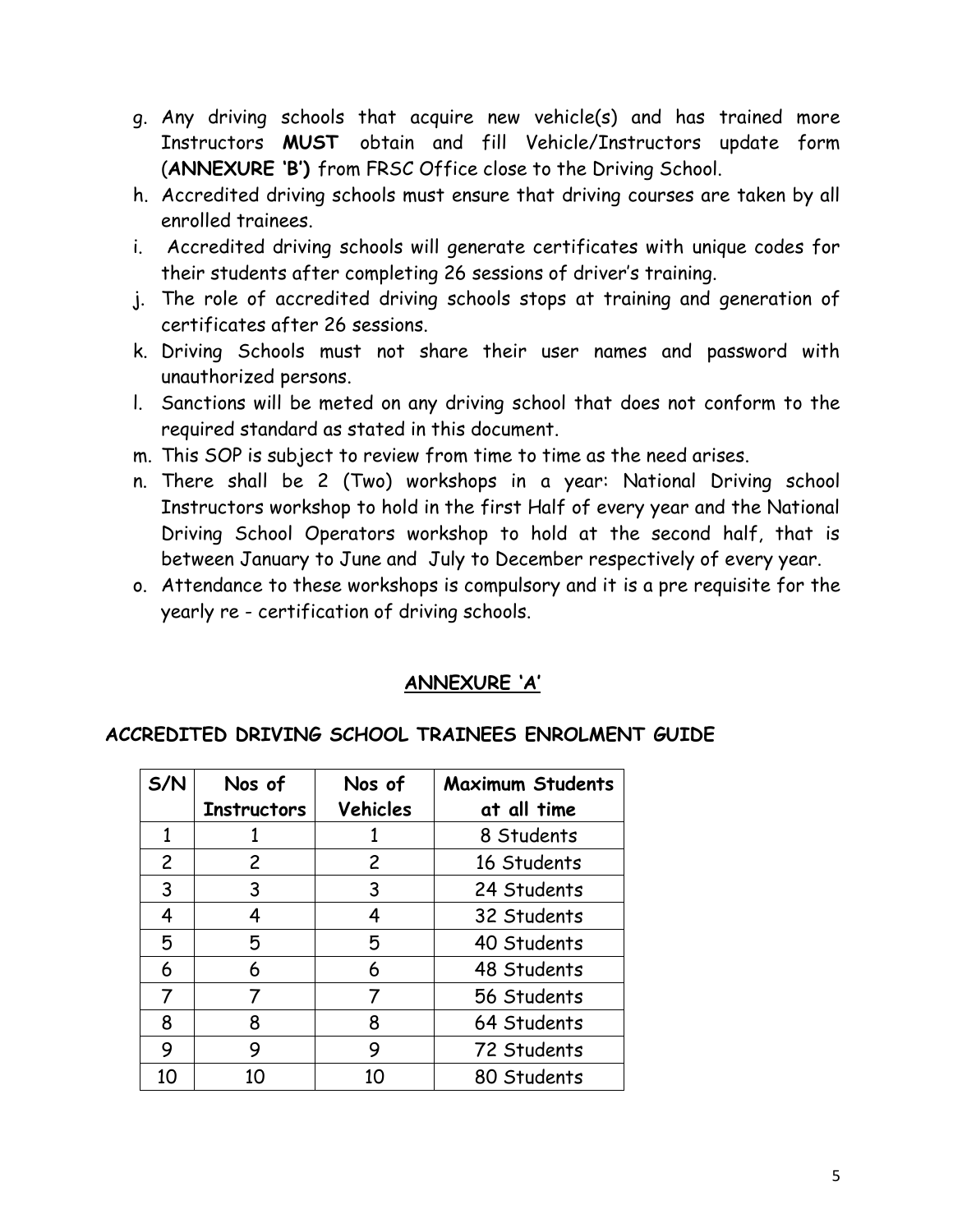g. Any driving schools that acquire new vehicle(s) and has trained more Instructors **MUST** obtain and fill Vehicle/Instructors update form (**ANNEXURE 'B')** from FRSC Office close to the Driving School.
h. Accredited driving schools must ensure that driving courses are taken by all enrolled trainees.
i. Accredited driving schools will generate certificates with unique codes for their students after completing 26 sessions of driver's training.
j. The role of accredited driving schools stops at training and generation of certificates after 26 sessions.
k. Driving Schools must not share their user names and password with unauthorized persons.
l. Sanctions will be meted on any driving school that does not conform to the required standard as stated in this document.
m. This SOP is subject to review from time to time as the need arises.
n. There shall be 2 (Two) workshops in a year: National Driving school Instructors workshop to hold in the first Half of every year and the National Driving School Operators workshop to hold at the second half, that is between January to June and July to December respectively of every year.
o. Attendance to these workshops is compulsory and it is a pre requisite for the yearly re - certification of driving schools.

## ANNEXURE 'A'

### ACCREDITED DRIVING SCHOOL TRAINEES ENROLMENT GUIDE

| S/N | Nos of Instructors | Nos of Vehicles | Maximum Students at all time |
|---|---|---|---|
| 1 | 1 | 1 | 8 Students |
| 2 | 2 | 2 | 16 Students |
| 3 | 3 | 3 | 24 Students |
| 4 | 4 | 4 | 32 Students |
| 5 | 5 | 5 | 40 Students |
| 6 | 6 | 6 | 48 Students |
| 7 | 7 | 7 | 56 Students |
| 8 | 8 | 8 | 64 Students |
| 9 | 9 | 9 | 72 Students |
| 10 | 10 | 10 | 80 Students |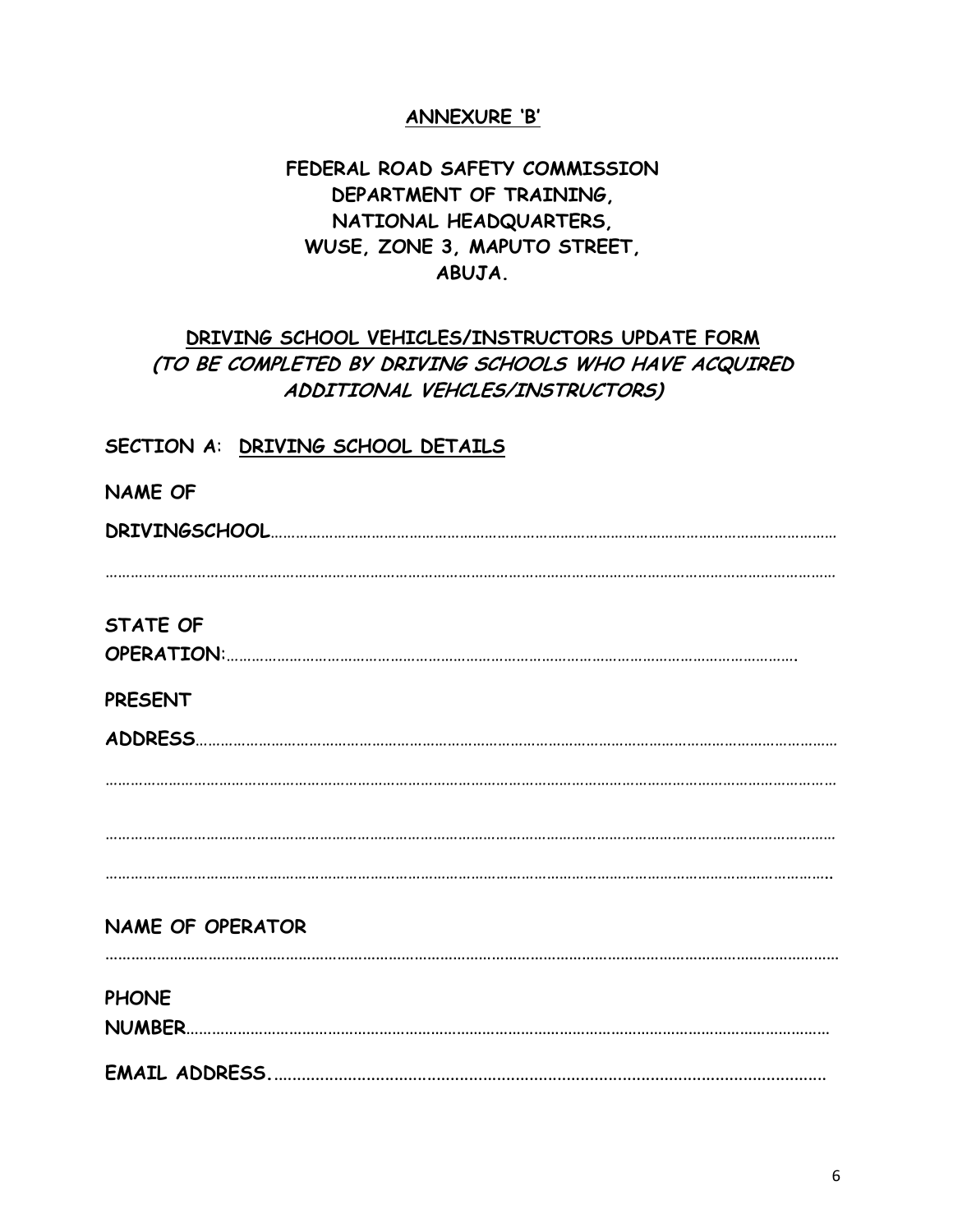**ANNEXURE 'B'**

**FEDERAL ROAD SAFETY COMMISSION**
**DEPARTMENT OF TRAINING,**
**NATIONAL HEADQUARTERS,**
**WUSE, ZONE 3, MAPUTO STREET,**
**ABUJA.**

**DRIVING SCHOOL VEHICLES/INSTRUCTORS UPDATE FORM**
***(TO BE COMPLETED BY DRIVING SCHOOLS WHO HAVE ACQUIRED ADDITIONAL VEHCLES/INSTRUCTORS)***

**SECTION A: DRIVING SCHOOL DETAILS**

**NAME OF DRIVINGSCHOOL**……………………………………………………………………………………………………………

……………………………………………………………………………………………………………………………………………

**STATE OF OPERATION:**……………………………………………………………………………………………………….

**PRESENT ADDRESS**……………………………………………………………………………………………………………

……………………………………………………………………………………………………………………………………………

……………………………………………………………………………………………………………………………………………

……………………………………………………………………………………………………………………………………………

**NAME OF OPERATOR**

……………………………………………………………………………………………………………………………………………

**PHONE NUMBER**……………………………………………………………………………………………………………

**EMAIL ADDRESS.**……………………………………………………………………………………………………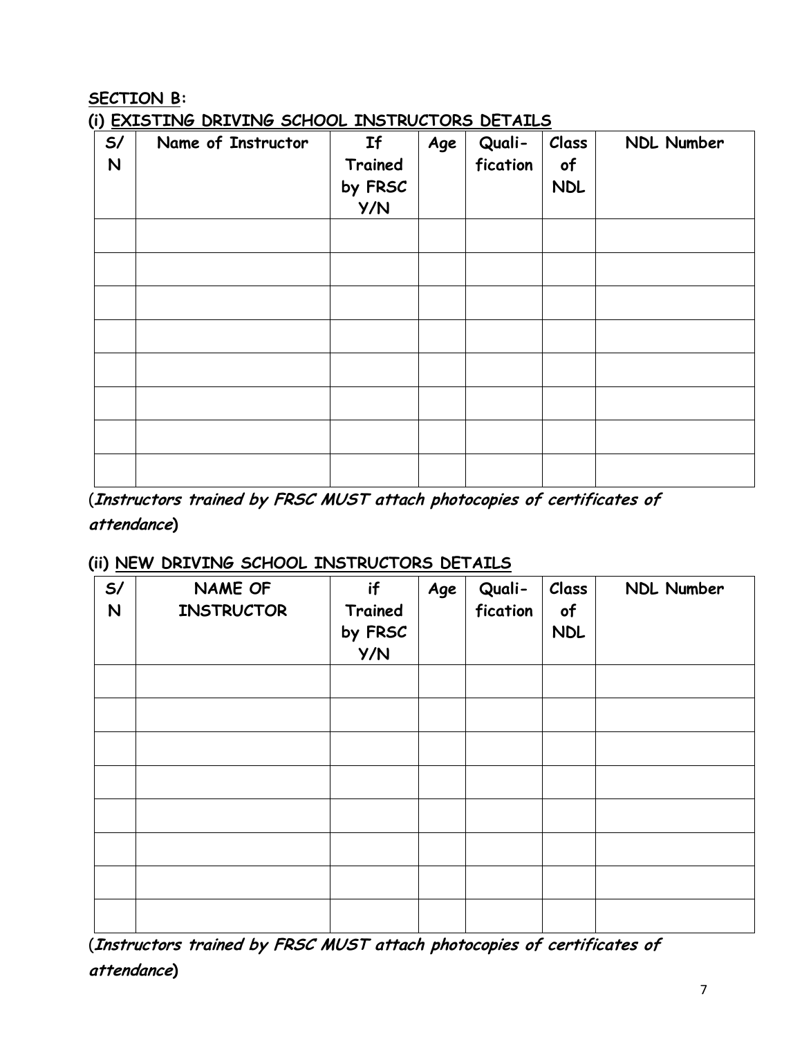**<u>SECTION B</u>:**

**(i) <u>EXISTING DRIVING SCHOOL INSTRUCTORS DETAILS</u>**

| S/N | Name of Instructor | If Trained by FRSC Y/N | Age | Quali-fication | Class of NDL | NDL Number |
|---|---|---|---|---|---|---|
| | | | | | | |
| | | | | | | |
| | | | | | | |
| | | | | | | |
| | | | | | | |
| | | | | | | |
| | | | | | | |
| | | | | | | |

(***Instructors trained by FRSC MUST attach photocopies of certificates of attendance***)

**(ii) <u>NEW DRIVING SCHOOL INSTRUCTORS DETAILS</u>**

| S/N | NAME OF INSTRUCTOR | if Trained by FRSC Y/N | Age | Quali-fication | Class of NDL | NDL Number |
|---|---|---|---|---|---|---|
| | | | | | | |
| | | | | | | |
| | | | | | | |
| | | | | | | |
| | | | | | | |
| | | | | | | |
| | | | | | | |
| | | | | | | |

(***Instructors trained by FRSC MUST attach photocopies of certificates of attendance***)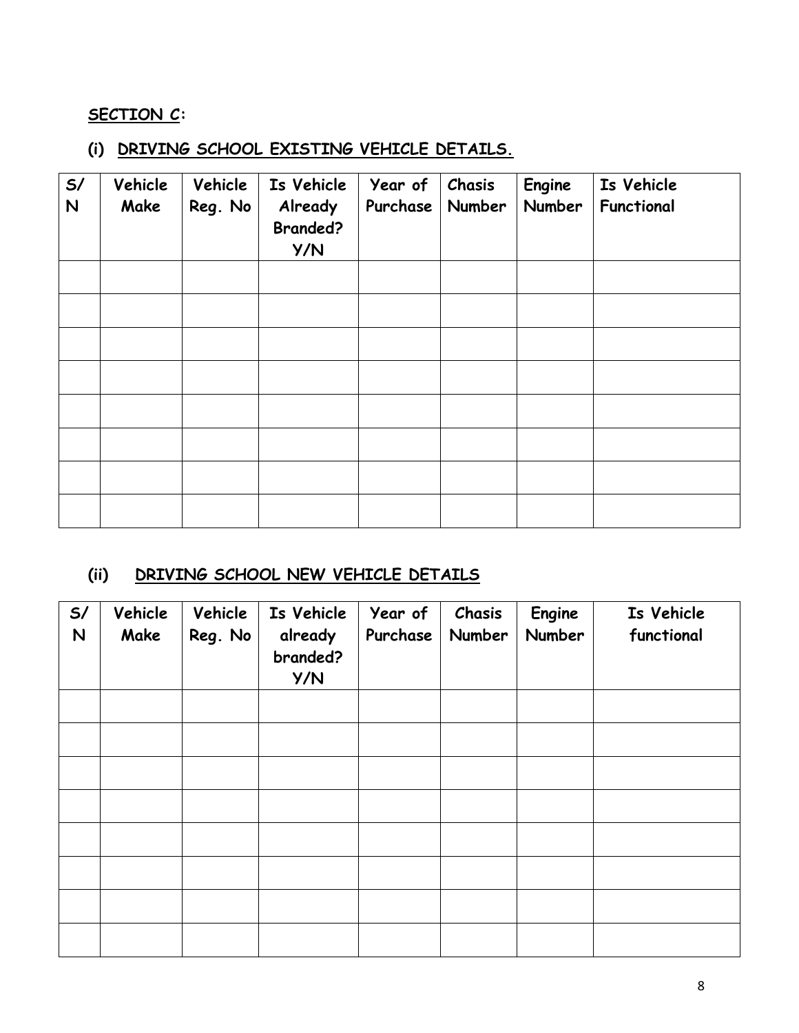**SECTION C:**

**(i) DRIVING SCHOOL EXISTING VEHICLE DETAILS.**

| S/N | Vehicle Make | Vehicle Reg. No | Is Vehicle Already Branded? Y/N | Year of Purchase | Chasis Number | Engine Number | Is Vehicle Functional |
|---|---|---|---|---|---|---|---|
| | | | | | | | |
| | | | | | | | |
| | | | | | | | |
| | | | | | | | |
| | | | | | | | |
| | | | | | | | |
| | | | | | | | |
| | | | | | | | |

**(ii) DRIVING SCHOOL NEW VEHICLE DETAILS**

| S/N | Vehicle Make | Vehicle Reg. No | Is Vehicle already branded? Y/N | Year of Purchase | Chasis Number | Engine Number | Is Vehicle functional |
|---|---|---|---|---|---|---|---|
| | | | | | | | |
| | | | | | | | |
| | | | | | | | |
| | | | | | | | |
| | | | | | | | |
| | | | | | | | |
| | | | | | | | |
| | | | | | | | |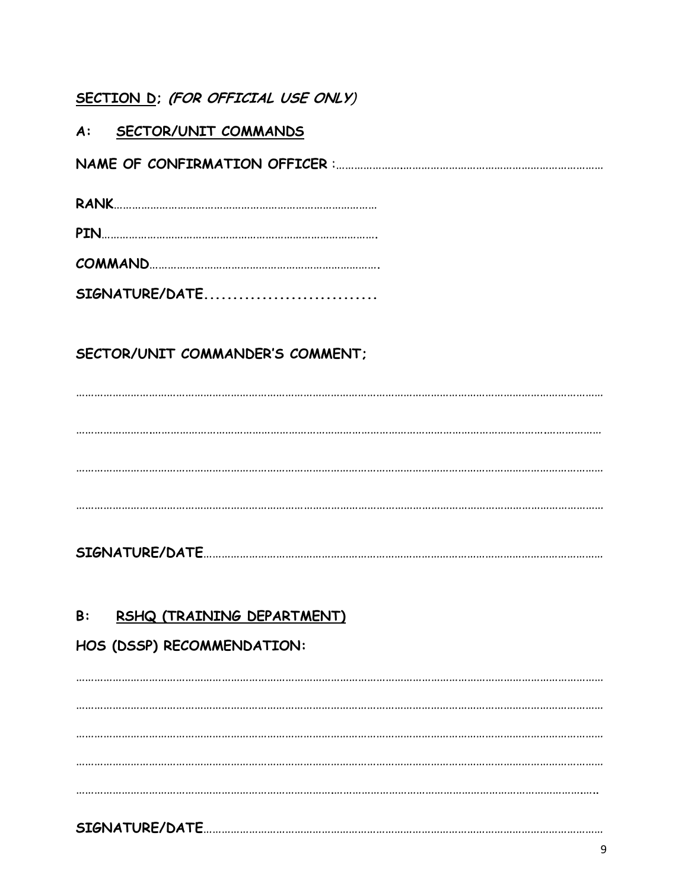**<u>SECTION D</u>; *(FOR OFFICIAL USE ONLY)***

**A: <u>SECTOR/UNIT COMMANDS</u>**

**NAME OF CONFIRMATION OFFICER** :……………………………………………………………………………

**RANK**……………………………………………………………………………

**PIN**…………………………………………………………………………………

**COMMAND**………………………………………………………………….

**SIGNATURE/DATE**.............................

**SECTOR/UNIT COMMANDER'S COMMENT;**

……………………………………………………………………………………………………………………………………………………

……………………………………………………………………………………………………………………………………………………

……………………………………………………………………………………………………………………………………………………

……………………………………………………………………………………………………………………………………………………

**SIGNATURE/DATE**……………………………………………………………………………………………………………………

**B: <u>RSHQ (TRAINING DEPARTMENT)</u>**

**HOS (DSSP) RECOMMENDATION:**

……………………………………………………………………………………………………………………………………………………

……………………………………………………………………………………………………………………………………………………

……………………………………………………………………………………………………………………………………………………

……………………………………………………………………………………………………………………………………………………

……………………………………………………………………………………………………………………………………………………

**SIGNATURE/DATE**……………………………………………………………………………………………………………………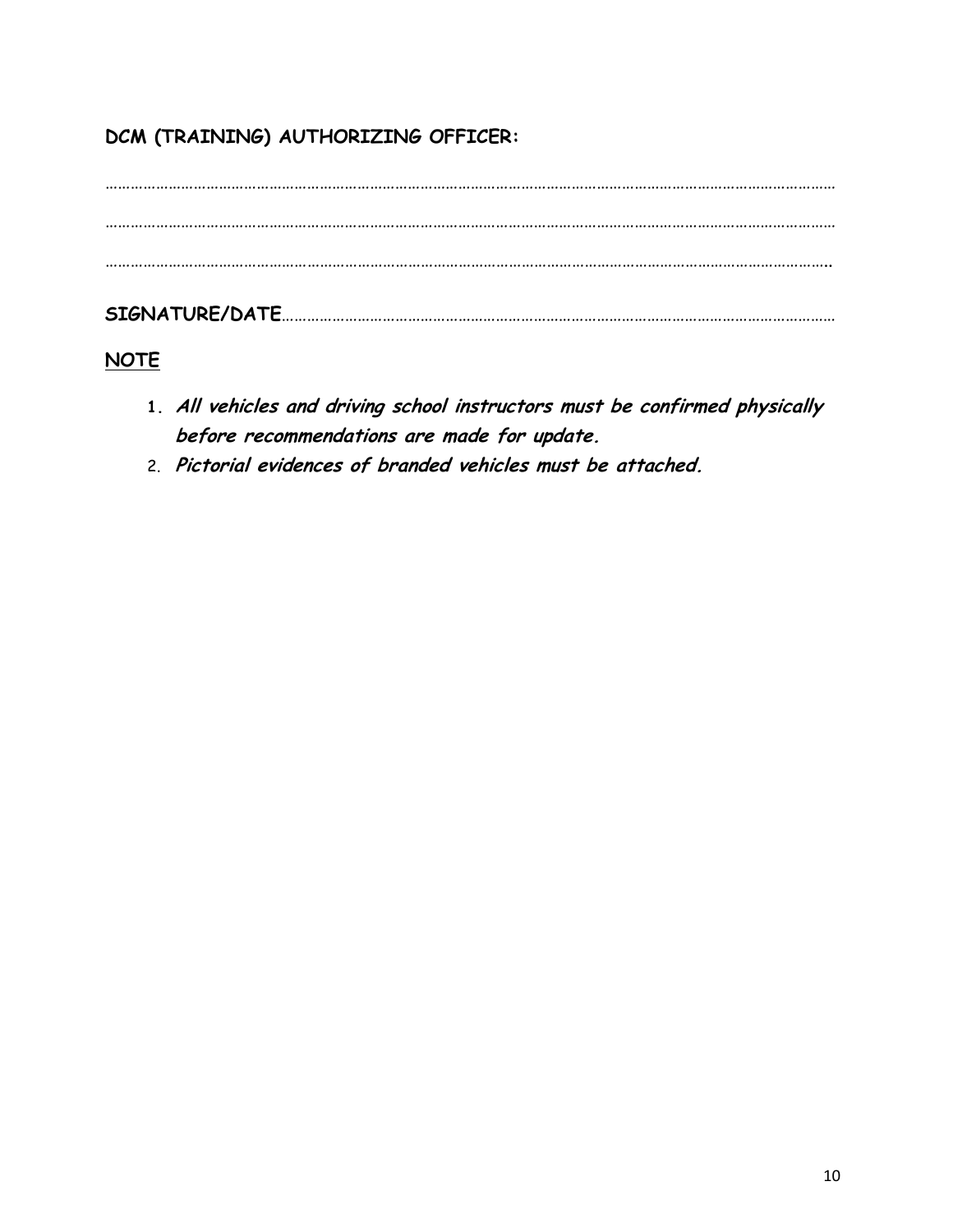**DCM (TRAINING) AUTHORIZING OFFICER:**

…………………………………………………………………………………………………………………………………………………

…………………………………………………………………………………………………………………………………………………

…………………………………………………………………………………………………………………………………………………..

**SIGNATURE/DATE**………………………………………………………………………………………………………………

**NOTE**

1. ***All vehicles and driving school instructors must be confirmed physically before recommendations are made for update.***
2. ***Pictorial evidences of branded vehicles must be attached.***